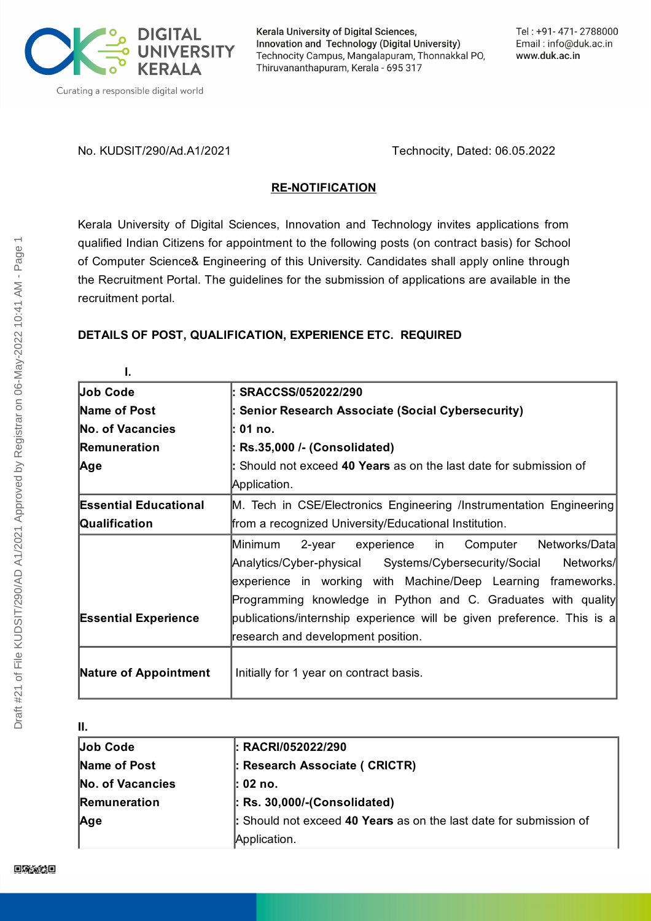No. KUDSIT/290/Ad.A1/2021 Technocity, Dated: 06.05.2022

**RE-NOTIFICATION**

Kerala University of Digital Sciences, Innovation and Technology invites applications from qualified Indian Citizens for appointment to the following posts (on contract basis) for School of Computer Science& Engineering of this University. Candidates shall apply online through the Recruitment Portal. The guidelines for the submission of applications are available in the recruitment portal.

**DETAILS OF POST, QUALIFICATION, EXPERIENCE ETC. REQUIRED**

**I.**

| | |
|---|---|
| **Job Code**<br>**Name of Post**<br>**No. of Vacancies**<br>**Remuneration**<br>**Age** | **: SRACCSS/052022/290**<br>**: Senior Research Associate (Social Cybersecurity)**<br>**: 01 no.**<br>**: Rs.35,000 /- (Consolidated)**<br>: Should not exceed **40 Years** as on the last date for submission of Application. |
| **Essential Educational Qualification** | M. Tech in CSE/Electronics Engineering /Instrumentation Engineering from a recognized University/Educational Institution. |
| **Essential Experience** | Minimum 2-year experience in Computer Networks/Data Analytics/Cyber-physical Systems/Cybersecurity/Social Networks/ experience in working with Machine/Deep Learning frameworks. Programming knowledge in Python and C. Graduates with quality publications/internship experience will be given preference. This is a research and development position. |
| **Nature of Appointment** | Initially for 1 year on contract basis. |

**II.**

| | |
|---|---|
| **Job Code**<br>**Name of Post**<br>**No. of Vacancies**<br>**Remuneration**<br>**Age** | **: RACRI/052022/290**<br>**: Research Associate ( CRICTR)**<br>**: 02 no.**<br>**: Rs. 30,000/-(Consolidated)**<br>: Should not exceed **40 Years** as on the last date for submission of Application. |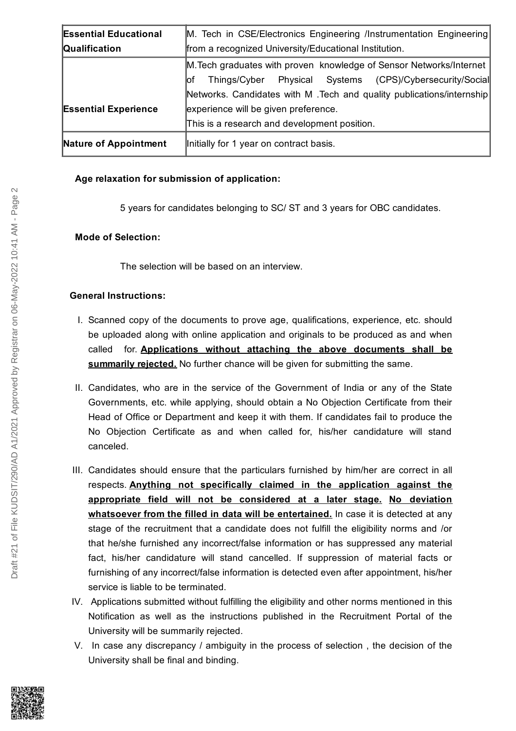| | |
|---|---|
| **Essential Educational Qualification** | M. Tech in CSE/Electronics Engineering /Instrumentation Engineering from a recognized University/Educational Institution. |
| **Essential Experience** | M.Tech graduates with proven knowledge of Sensor Networks/Internet of Things/Cyber Physical Systems (CPS)/Cybersecurity/Social Networks. Candidates with M .Tech and quality publications/internship experience will be given preference.<br>This is a research and development position. |
| **Nature of Appointment** | Initially for 1 year on contract basis. |

**Age relaxation for submission of application:**

5 years for candidates belonging to SC/ ST and 3 years for OBC candidates.

**Mode of Selection:**

The selection will be based on an interview.

**General Instructions:**

I. Scanned copy of the documents to prove age, qualifications, experience, etc. should be uploaded along with online application and originals to be produced as and when called for. **<u>Applications without attaching the above documents shall be summarily rejected.</u>** No further chance will be given for submitting the same.

II. Candidates, who are in the service of the Government of India or any of the State Governments, etc. while applying, should obtain a No Objection Certificate from their Head of Office or Department and keep it with them. If candidates fail to produce the No Objection Certificate as and when called for, his/her candidature will stand canceled.

III. Candidates should ensure that the particulars furnished by him/her are correct in all respects. **<u>Anything not specifically claimed in the application against the appropriate field will not be considered at a later stage.</u>** **<u>No deviation whatsoever from the filled in data will be entertained.</u>** In case it is detected at any stage of the recruitment that a candidate does not fulfill the eligibility norms and /or that he/she furnished any incorrect/false information or has suppressed any material fact, his/her candidature will stand cancelled. If suppression of material facts or furnishing of any incorrect/false information is detected even after appointment, his/her service is liable to be terminated.

IV. Applications submitted without fulfilling the eligibility and other norms mentioned in this Notification as well as the instructions published in the Recruitment Portal of the University will be summarily rejected.

V. In case any discrepancy / ambiguity in the process of selection , the decision of the University shall be final and binding.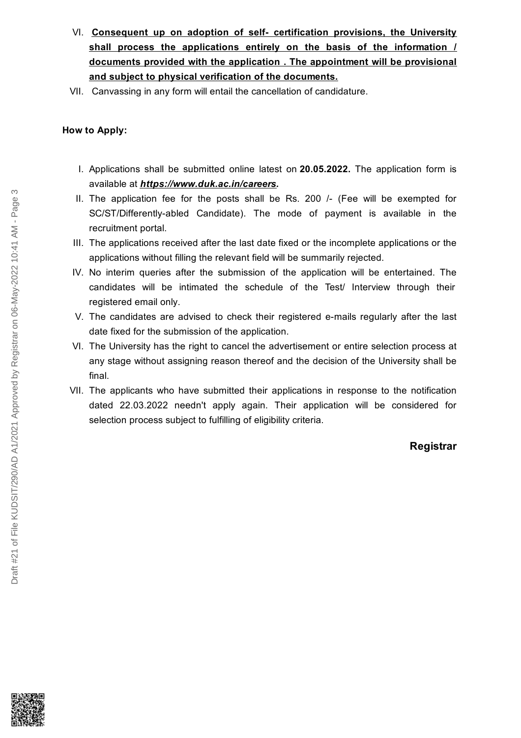VI. **<u>Consequent up on adoption of self- certification provisions, the University shall process the applications entirely on the basis of the information / documents provided with the application . The appointment will be provisional and subject to physical verification of the documents.</u>**

VII. Canvassing in any form will entail the cancellation of candidature.

**How to Apply:**

I. Applications shall be submitted online latest on **20.05.2022.** The application form is available at ***<u>https://www.duk.ac.in/careers</u>.***

II. The application fee for the posts shall be Rs. 200 /- (Fee will be exempted for SC/ST/Differently-abled Candidate). The mode of payment is available in the recruitment portal.

III. The applications received after the last date fixed or the incomplete applications or the applications without filling the relevant field will be summarily rejected.

IV. No interim queries after the submission of the application will be entertained. The candidates will be intimated the schedule of the Test/ Interview through their registered email only.

V. The candidates are advised to check their registered e-mails regularly after the last date fixed for the submission of the application.

VI. The University has the right to cancel the advertisement or entire selection process at any stage without assigning reason thereof and the decision of the University shall be final.

VII. The applicants who have submitted their applications in response to the notification dated 22.03.2022 needn't apply again. Their application will be considered for selection process subject to fulfilling of eligibility criteria.

**Registrar**

Draft #21 of File KUDSIT/290/AD A1/2021 Approved by Registrar on 06-May-2022 10:41 AM - Page 3